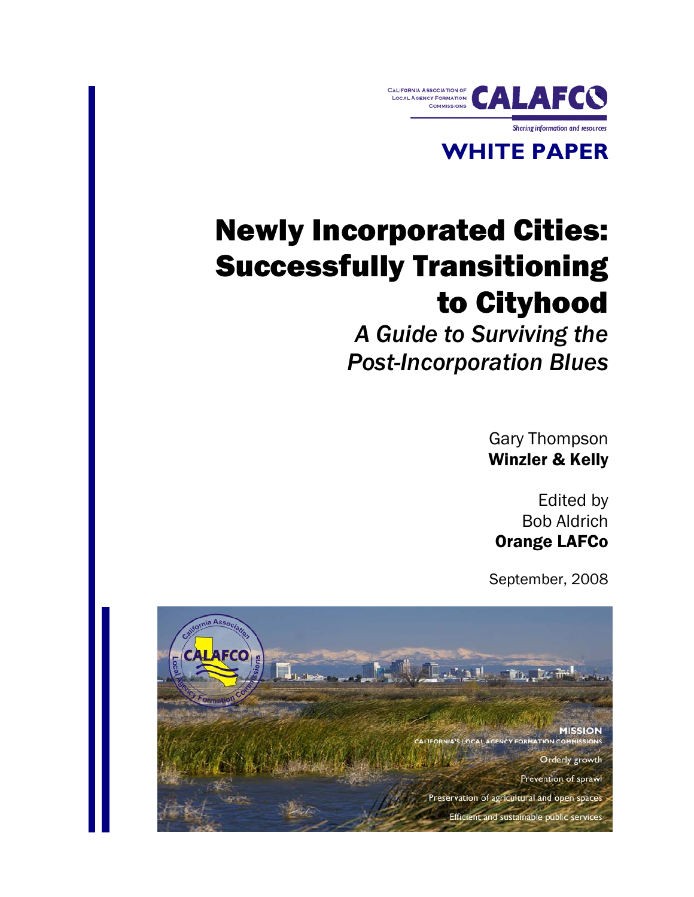CALIFORNIA ASSOCIATION OF LOCAL AGENCY FORMATION COMMISSIONS **CALAFCO**

*Sharing information and resources*

**WHITE PAPER**

# Newly Incorporated Cities: Successfully Transitioning to Cityhood

## *A Guide to Surviving the Post-Incorporation Blues*

Gary Thompson
**Winzler & Kelly**

Edited by
Bob Aldrich
**Orange LAFCo**

September, 2008

**MISSION**
CALIFORNIA'S LOCAL AGENCY FORMATION COMMISSIONS

Orderly growth
Prevention of sprawl
Preservation of agricultural and open spaces
Efficient and sustainable public services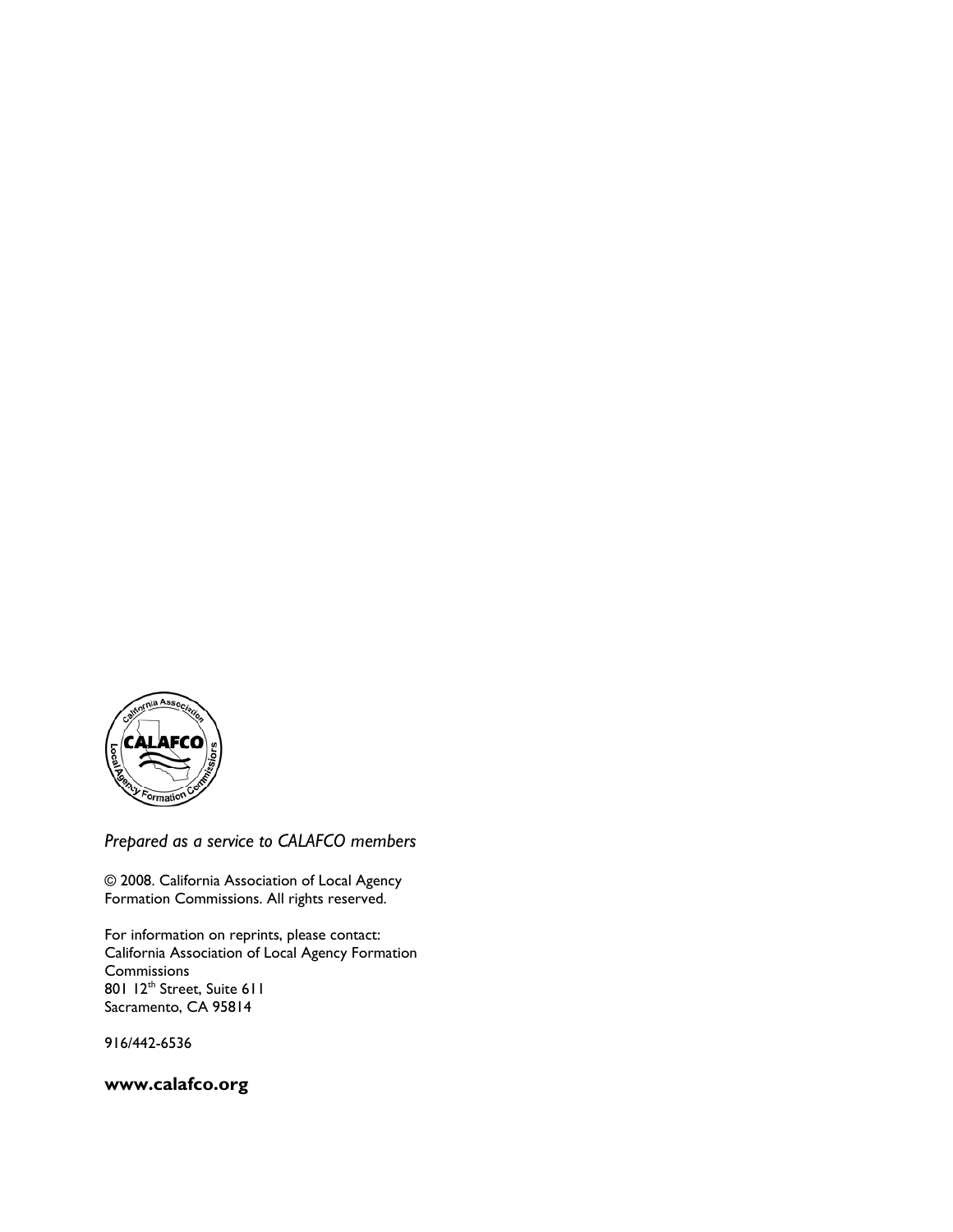*Prepared as a service to CALAFCO members*

© 2008. California Association of Local Agency Formation Commissions. All rights reserved.

For information on reprints, please contact:
California Association of Local Agency Formation Commissions
801 12th Street, Suite 611
Sacramento, CA 95814

916/442-6536

**www.calafco.org**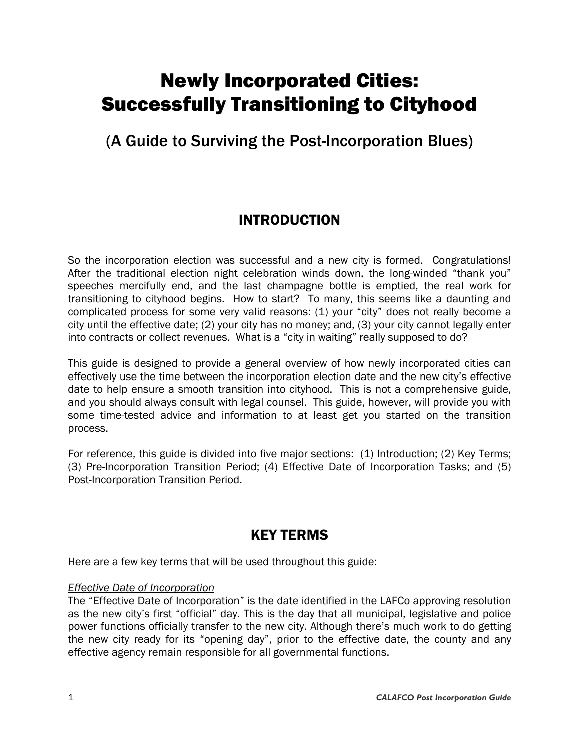# Newly Incorporated Cities: Successfully Transitioning to Cityhood

## (A Guide to Surviving the Post-Incorporation Blues)

## INTRODUCTION

So the incorporation election was successful and a new city is formed. Congratulations! After the traditional election night celebration winds down, the long-winded "thank you" speeches mercifully end, and the last champagne bottle is emptied, the real work for transitioning to cityhood begins. How to start? To many, this seems like a daunting and complicated process for some very valid reasons: (1) your "city" does not really become a city until the effective date; (2) your city has no money; and, (3) your city cannot legally enter into contracts or collect revenues. What is a "city in waiting" really supposed to do?

This guide is designed to provide a general overview of how newly incorporated cities can effectively use the time between the incorporation election date and the new city's effective date to help ensure a smooth transition into cityhood. This is not a comprehensive guide, and you should always consult with legal counsel. This guide, however, will provide you with some time-tested advice and information to at least get you started on the transition process.

For reference, this guide is divided into five major sections: (1) Introduction; (2) Key Terms; (3) Pre-Incorporation Transition Period; (4) Effective Date of Incorporation Tasks; and (5) Post-Incorporation Transition Period.

## KEY TERMS

Here are a few key terms that will be used throughout this guide:

*Effective Date of Incorporation*

The "Effective Date of Incorporation" is the date identified in the LAFCo approving resolution as the new city's first "official" day. This is the day that all municipal, legislative and police power functions officially transfer to the new city. Although there's much work to do getting the new city ready for its "opening day", prior to the effective date, the county and any effective agency remain responsible for all governmental functions.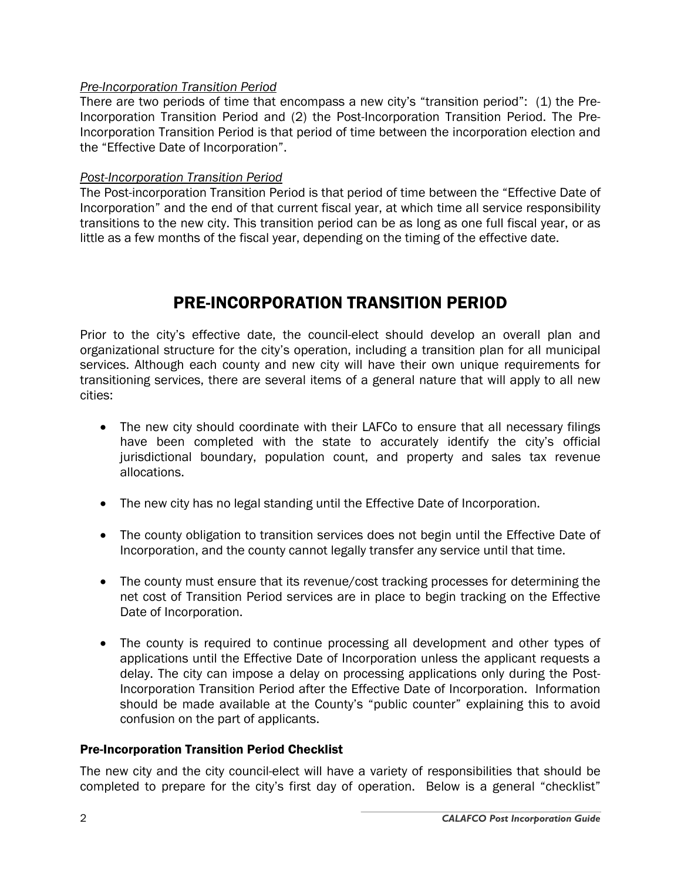*Pre-Incorporation Transition Period*

There are two periods of time that encompass a new city's "transition period": (1) the Pre-Incorporation Transition Period and (2) the Post-Incorporation Transition Period. The Pre-Incorporation Transition Period is that period of time between the incorporation election and the "Effective Date of Incorporation".

*Post-Incorporation Transition Period*

The Post-incorporation Transition Period is that period of time between the "Effective Date of Incorporation" and the end of that current fiscal year, at which time all service responsibility transitions to the new city. This transition period can be as long as one full fiscal year, or as little as a few months of the fiscal year, depending on the timing of the effective date.

# PRE-INCORPORATION TRANSITION PERIOD

Prior to the city's effective date, the council-elect should develop an overall plan and organizational structure for the city's operation, including a transition plan for all municipal services. Although each county and new city will have their own unique requirements for transitioning services, there are several items of a general nature that will apply to all new cities:

- The new city should coordinate with their LAFCo to ensure that all necessary filings have been completed with the state to accurately identify the city's official jurisdictional boundary, population count, and property and sales tax revenue allocations.
- The new city has no legal standing until the Effective Date of Incorporation.
- The county obligation to transition services does not begin until the Effective Date of Incorporation, and the county cannot legally transfer any service until that time.
- The county must ensure that its revenue/cost tracking processes for determining the net cost of Transition Period services are in place to begin tracking on the Effective Date of Incorporation.
- The county is required to continue processing all development and other types of applications until the Effective Date of Incorporation unless the applicant requests a delay. The city can impose a delay on processing applications only during the Post-Incorporation Transition Period after the Effective Date of Incorporation. Information should be made available at the County's "public counter" explaining this to avoid confusion on the part of applicants.

### Pre-Incorporation Transition Period Checklist

The new city and the city council-elect will have a variety of responsibilities that should be completed to prepare for the city's first day of operation. Below is a general "checklist"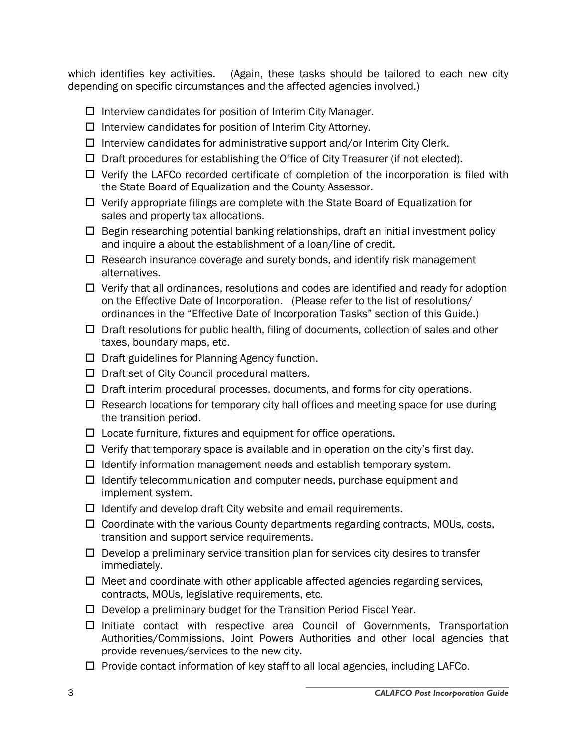which identifies key activities. (Again, these tasks should be tailored to each new city depending on specific circumstances and the affected agencies involved.)

- ☐ Interview candidates for position of Interim City Manager.
- ☐ Interview candidates for position of Interim City Attorney.
- ☐ Interview candidates for administrative support and/or Interim City Clerk.
- ☐ Draft procedures for establishing the Office of City Treasurer (if not elected).
- ☐ Verify the LAFCo recorded certificate of completion of the incorporation is filed with the State Board of Equalization and the County Assessor.
- ☐ Verify appropriate filings are complete with the State Board of Equalization for sales and property tax allocations.
- ☐ Begin researching potential banking relationships, draft an initial investment policy and inquire a about the establishment of a loan/line of credit.
- ☐ Research insurance coverage and surety bonds, and identify risk management alternatives.
- ☐ Verify that all ordinances, resolutions and codes are identified and ready for adoption on the Effective Date of Incorporation. (Please refer to the list of resolutions/ ordinances in the "Effective Date of Incorporation Tasks" section of this Guide.)
- ☐ Draft resolutions for public health, filing of documents, collection of sales and other taxes, boundary maps, etc.
- ☐ Draft guidelines for Planning Agency function.
- ☐ Draft set of City Council procedural matters.
- ☐ Draft interim procedural processes, documents, and forms for city operations.
- ☐ Research locations for temporary city hall offices and meeting space for use during the transition period.
- ☐ Locate furniture, fixtures and equipment for office operations.
- ☐ Verify that temporary space is available and in operation on the city's first day.
- ☐ Identify information management needs and establish temporary system.
- ☐ Identify telecommunication and computer needs, purchase equipment and implement system.
- ☐ Identify and develop draft City website and email requirements.
- ☐ Coordinate with the various County departments regarding contracts, MOUs, costs, transition and support service requirements.
- ☐ Develop a preliminary service transition plan for services city desires to transfer immediately.
- ☐ Meet and coordinate with other applicable affected agencies regarding services, contracts, MOUs, legislative requirements, etc.
- ☐ Develop a preliminary budget for the Transition Period Fiscal Year.
- ☐ Initiate contact with respective area Council of Governments, Transportation Authorities/Commissions, Joint Powers Authorities and other local agencies that provide revenues/services to the new city.
- ☐ Provide contact information of key staff to all local agencies, including LAFCo.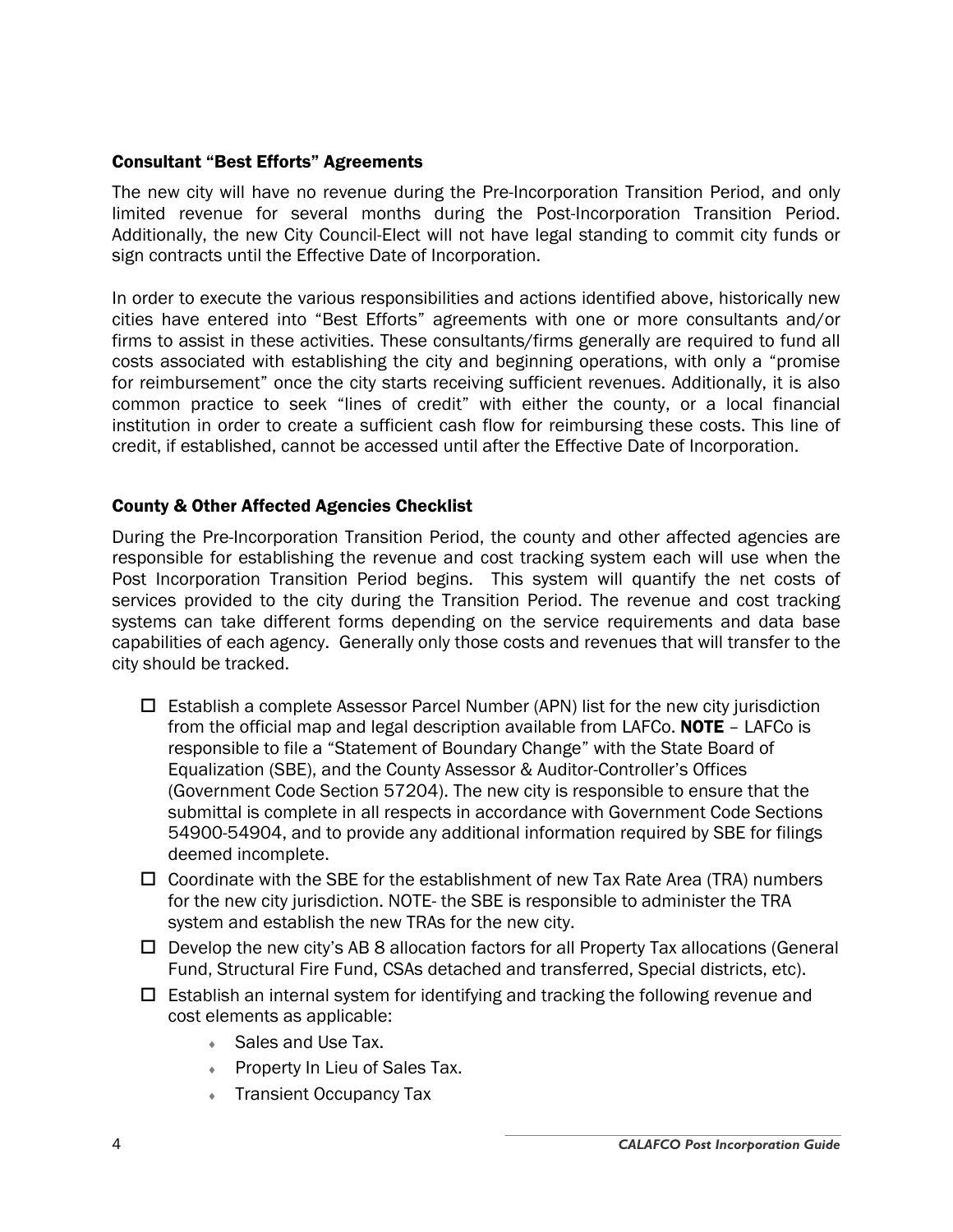### Consultant "Best Efforts" Agreements

The new city will have no revenue during the Pre-Incorporation Transition Period, and only limited revenue for several months during the Post-Incorporation Transition Period. Additionally, the new City Council-Elect will not have legal standing to commit city funds or sign contracts until the Effective Date of Incorporation.

In order to execute the various responsibilities and actions identified above, historically new cities have entered into "Best Efforts" agreements with one or more consultants and/or firms to assist in these activities. These consultants/firms generally are required to fund all costs associated with establishing the city and beginning operations, with only a "promise for reimbursement" once the city starts receiving sufficient revenues. Additionally, it is also common practice to seek "lines of credit" with either the county, or a local financial institution in order to create a sufficient cash flow for reimbursing these costs. This line of credit, if established, cannot be accessed until after the Effective Date of Incorporation.

### County & Other Affected Agencies Checklist

During the Pre-Incorporation Transition Period, the county and other affected agencies are responsible for establishing the revenue and cost tracking system each will use when the Post Incorporation Transition Period begins. This system will quantify the net costs of services provided to the city during the Transition Period. The revenue and cost tracking systems can take different forms depending on the service requirements and data base capabilities of each agency. Generally only those costs and revenues that will transfer to the city should be tracked.

- ☐ Establish a complete Assessor Parcel Number (APN) list for the new city jurisdiction from the official map and legal description available from LAFCo. **NOTE** – LAFCo is responsible to file a "Statement of Boundary Change" with the State Board of Equalization (SBE), and the County Assessor & Auditor-Controller's Offices (Government Code Section 57204). The new city is responsible to ensure that the submittal is complete in all respects in accordance with Government Code Sections 54900-54904, and to provide any additional information required by SBE for filings deemed incomplete.
- ☐ Coordinate with the SBE for the establishment of new Tax Rate Area (TRA) numbers for the new city jurisdiction. NOTE- the SBE is responsible to administer the TRA system and establish the new TRAs for the new city.
- ☐ Develop the new city's AB 8 allocation factors for all Property Tax allocations (General Fund, Structural Fire Fund, CSAs detached and transferred, Special districts, etc).
- ☐ Establish an internal system for identifying and tracking the following revenue and cost elements as applicable:
  - Sales and Use Tax.
  - Property In Lieu of Sales Tax.
  - Transient Occupancy Tax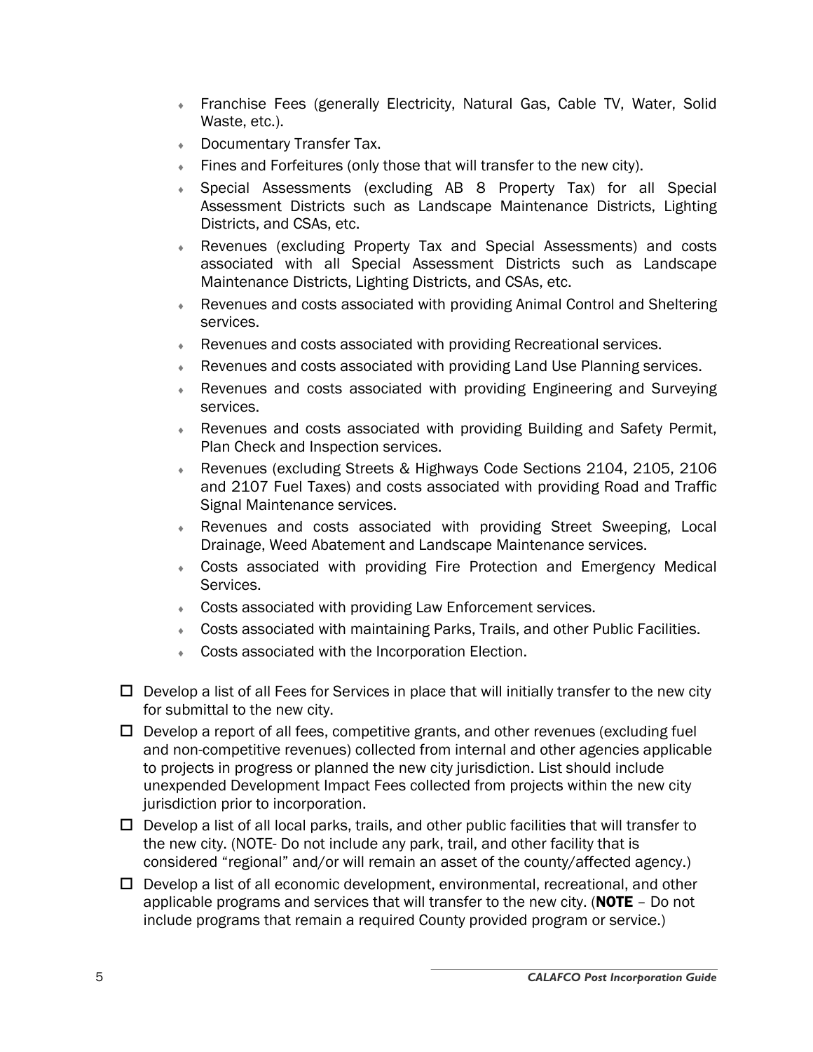- Franchise Fees (generally Electricity, Natural Gas, Cable TV, Water, Solid Waste, etc.).
- Documentary Transfer Tax.
- Fines and Forfeitures (only those that will transfer to the new city).
- Special Assessments (excluding AB 8 Property Tax) for all Special Assessment Districts such as Landscape Maintenance Districts, Lighting Districts, and CSAs, etc.
- Revenues (excluding Property Tax and Special Assessments) and costs associated with all Special Assessment Districts such as Landscape Maintenance Districts, Lighting Districts, and CSAs, etc.
- Revenues and costs associated with providing Animal Control and Sheltering services.
- Revenues and costs associated with providing Recreational services.
- Revenues and costs associated with providing Land Use Planning services.
- Revenues and costs associated with providing Engineering and Surveying services.
- Revenues and costs associated with providing Building and Safety Permit, Plan Check and Inspection services.
- Revenues (excluding Streets & Highways Code Sections 2104, 2105, 2106 and 2107 Fuel Taxes) and costs associated with providing Road and Traffic Signal Maintenance services.
- Revenues and costs associated with providing Street Sweeping, Local Drainage, Weed Abatement and Landscape Maintenance services.
- Costs associated with providing Fire Protection and Emergency Medical Services.
- Costs associated with providing Law Enforcement services.
- Costs associated with maintaining Parks, Trails, and other Public Facilities.
- Costs associated with the Incorporation Election.

- [ ] Develop a list of all Fees for Services in place that will initially transfer to the new city for submittal to the new city.
- [ ] Develop a report of all fees, competitive grants, and other revenues (excluding fuel and non-competitive revenues) collected from internal and other agencies applicable to projects in progress or planned the new city jurisdiction. List should include unexpended Development Impact Fees collected from projects within the new city jurisdiction prior to incorporation.
- [ ] Develop a list of all local parks, trails, and other public facilities that will transfer to the new city. (NOTE- Do not include any park, trail, and other facility that is considered "regional" and/or will remain an asset of the county/affected agency.)
- [ ] Develop a list of all economic development, environmental, recreational, and other applicable programs and services that will transfer to the new city. (**NOTE** – Do not include programs that remain a required County provided program or service.)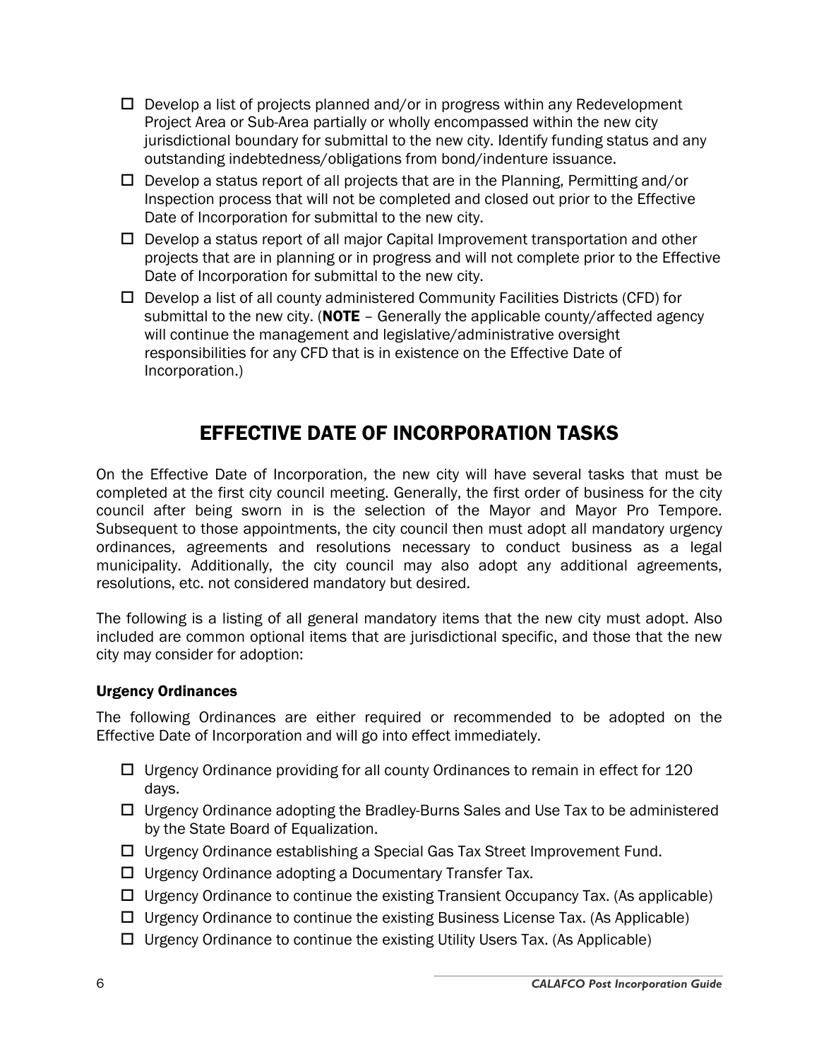- ☐ Develop a list of projects planned and/or in progress within any Redevelopment Project Area or Sub-Area partially or wholly encompassed within the new city jurisdictional boundary for submittal to the new city. Identify funding status and any outstanding indebtedness/obligations from bond/indenture issuance.
- ☐ Develop a status report of all projects that are in the Planning, Permitting and/or Inspection process that will not be completed and closed out prior to the Effective Date of Incorporation for submittal to the new city.
- ☐ Develop a status report of all major Capital Improvement transportation and other projects that are in planning or in progress and will not complete prior to the Effective Date of Incorporation for submittal to the new city.
- ☐ Develop a list of all county administered Community Facilities Districts (CFD) for submittal to the new city. (**NOTE** – Generally the applicable county/affected agency will continue the management and legislative/administrative oversight responsibilities for any CFD that is in existence on the Effective Date of Incorporation.)

## EFFECTIVE DATE OF INCORPORATION TASKS

On the Effective Date of Incorporation, the new city will have several tasks that must be completed at the first city council meeting. Generally, the first order of business for the city council after being sworn in is the selection of the Mayor and Mayor Pro Tempore. Subsequent to those appointments, the city council then must adopt all mandatory urgency ordinances, agreements and resolutions necessary to conduct business as a legal municipality. Additionally, the city council may also adopt any additional agreements, resolutions, etc. not considered mandatory but desired.

The following is a listing of all general mandatory items that the new city must adopt. Also included are common optional items that are jurisdictional specific, and those that the new city may consider for adoption:

### Urgency Ordinances

The following Ordinances are either required or recommended to be adopted on the Effective Date of Incorporation and will go into effect immediately.

- ☐ Urgency Ordinance providing for all county Ordinances to remain in effect for 120 days.
- ☐ Urgency Ordinance adopting the Bradley-Burns Sales and Use Tax to be administered by the State Board of Equalization.
- ☐ Urgency Ordinance establishing a Special Gas Tax Street Improvement Fund.
- ☐ Urgency Ordinance adopting a Documentary Transfer Tax.
- ☐ Urgency Ordinance to continue the existing Transient Occupancy Tax. (As applicable)
- ☐ Urgency Ordinance to continue the existing Business License Tax. (As Applicable)
- ☐ Urgency Ordinance to continue the existing Utility Users Tax. (As Applicable)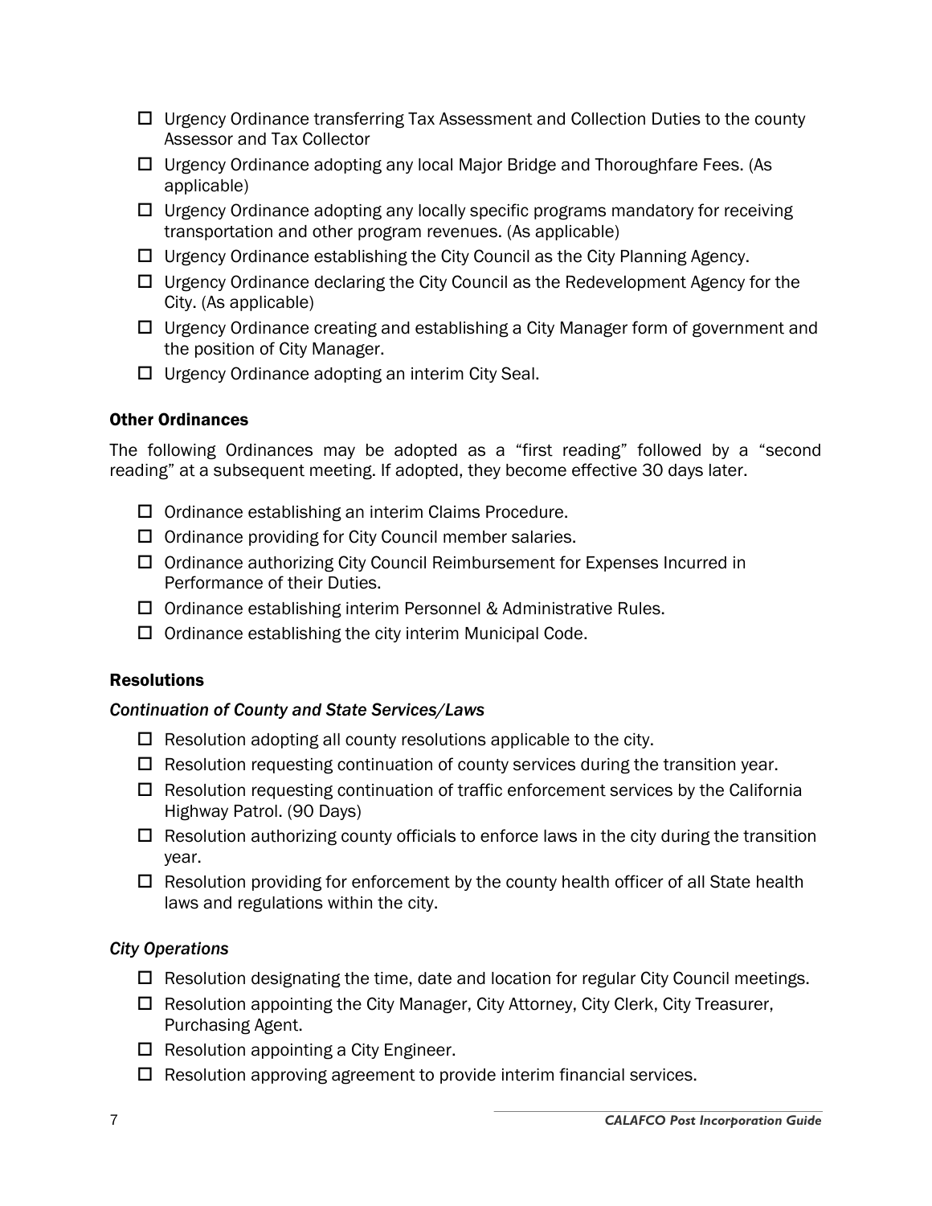- ☐ Urgency Ordinance transferring Tax Assessment and Collection Duties to the county Assessor and Tax Collector
- ☐ Urgency Ordinance adopting any local Major Bridge and Thoroughfare Fees. (As applicable)
- ☐ Urgency Ordinance adopting any locally specific programs mandatory for receiving transportation and other program revenues. (As applicable)
- ☐ Urgency Ordinance establishing the City Council as the City Planning Agency.
- ☐ Urgency Ordinance declaring the City Council as the Redevelopment Agency for the City. (As applicable)
- ☐ Urgency Ordinance creating and establishing a City Manager form of government and the position of City Manager.
- ☐ Urgency Ordinance adopting an interim City Seal.

### Other Ordinances

The following Ordinances may be adopted as a "first reading" followed by a "second reading" at a subsequent meeting. If adopted, they become effective 30 days later.

- ☐ Ordinance establishing an interim Claims Procedure.
- ☐ Ordinance providing for City Council member salaries.
- ☐ Ordinance authorizing City Council Reimbursement for Expenses Incurred in Performance of their Duties.
- ☐ Ordinance establishing interim Personnel & Administrative Rules.
- ☐ Ordinance establishing the city interim Municipal Code.

### Resolutions

#### *Continuation of County and State Services/Laws*

- ☐ Resolution adopting all county resolutions applicable to the city.
- ☐ Resolution requesting continuation of county services during the transition year.
- ☐ Resolution requesting continuation of traffic enforcement services by the California Highway Patrol. (90 Days)
- ☐ Resolution authorizing county officials to enforce laws in the city during the transition year.
- ☐ Resolution providing for enforcement by the county health officer of all State health laws and regulations within the city.

#### *City Operations*

- ☐ Resolution designating the time, date and location for regular City Council meetings.
- ☐ Resolution appointing the City Manager, City Attorney, City Clerk, City Treasurer, Purchasing Agent.
- ☐ Resolution appointing a City Engineer.
- ☐ Resolution approving agreement to provide interim financial services.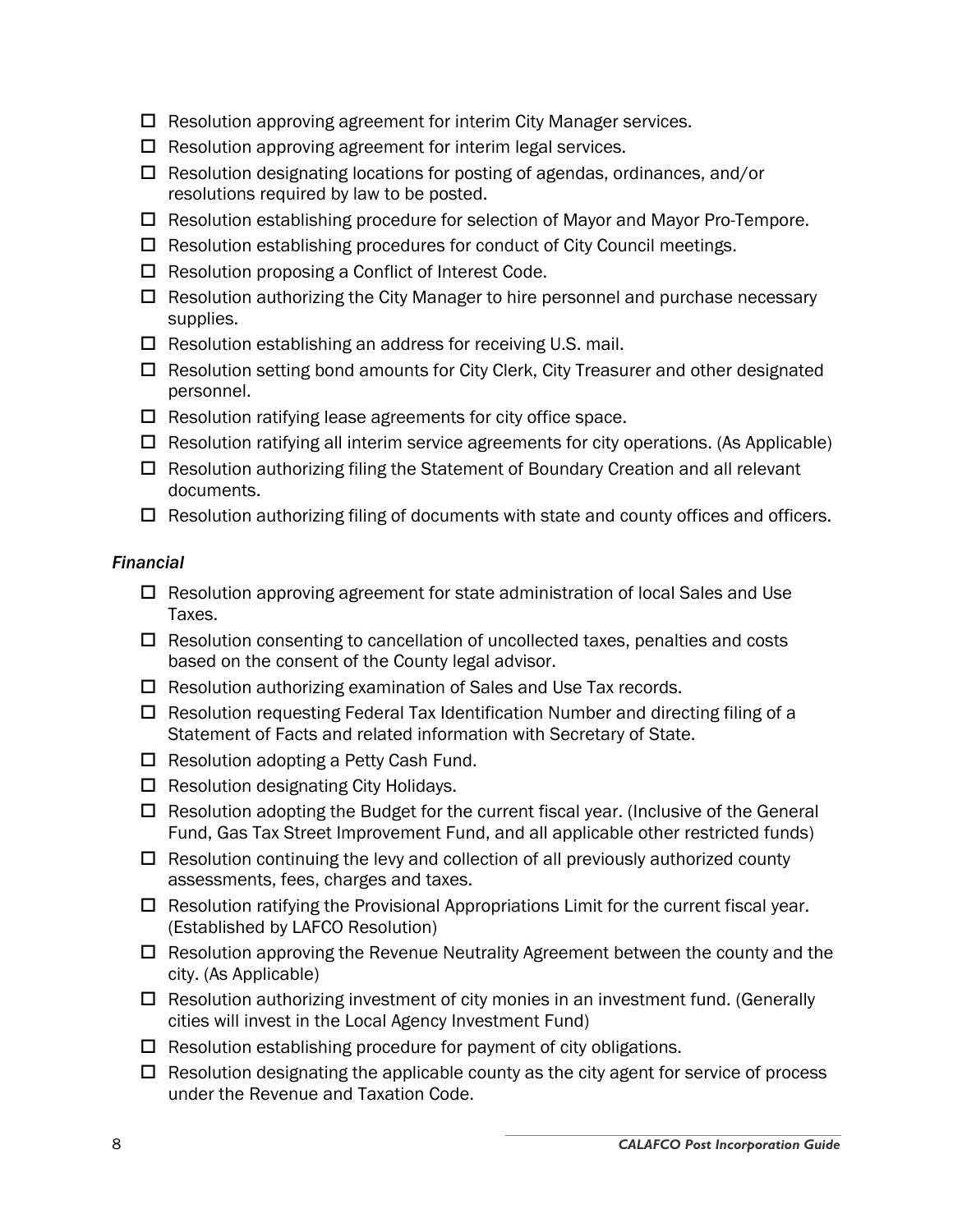- ☐ Resolution approving agreement for interim City Manager services.
- ☐ Resolution approving agreement for interim legal services.
- ☐ Resolution designating locations for posting of agendas, ordinances, and/or resolutions required by law to be posted.
- ☐ Resolution establishing procedure for selection of Mayor and Mayor Pro-Tempore.
- ☐ Resolution establishing procedures for conduct of City Council meetings.
- ☐ Resolution proposing a Conflict of Interest Code.
- ☐ Resolution authorizing the City Manager to hire personnel and purchase necessary supplies.
- ☐ Resolution establishing an address for receiving U.S. mail.
- ☐ Resolution setting bond amounts for City Clerk, City Treasurer and other designated personnel.
- ☐ Resolution ratifying lease agreements for city office space.
- ☐ Resolution ratifying all interim service agreements for city operations. (As Applicable)
- ☐ Resolution authorizing filing the Statement of Boundary Creation and all relevant documents.
- ☐ Resolution authorizing filing of documents with state and county offices and officers.

### *Financial*

- ☐ Resolution approving agreement for state administration of local Sales and Use Taxes.
- ☐ Resolution consenting to cancellation of uncollected taxes, penalties and costs based on the consent of the County legal advisor.
- ☐ Resolution authorizing examination of Sales and Use Tax records.
- ☐ Resolution requesting Federal Tax Identification Number and directing filing of a Statement of Facts and related information with Secretary of State.
- ☐ Resolution adopting a Petty Cash Fund.
- ☐ Resolution designating City Holidays.
- ☐ Resolution adopting the Budget for the current fiscal year. (Inclusive of the General Fund, Gas Tax Street Improvement Fund, and all applicable other restricted funds)
- ☐ Resolution continuing the levy and collection of all previously authorized county assessments, fees, charges and taxes.
- ☐ Resolution ratifying the Provisional Appropriations Limit for the current fiscal year. (Established by LAFCO Resolution)
- ☐ Resolution approving the Revenue Neutrality Agreement between the county and the city. (As Applicable)
- ☐ Resolution authorizing investment of city monies in an investment fund. (Generally cities will invest in the Local Agency Investment Fund)
- ☐ Resolution establishing procedure for payment of city obligations.
- ☐ Resolution designating the applicable county as the city agent for service of process under the Revenue and Taxation Code.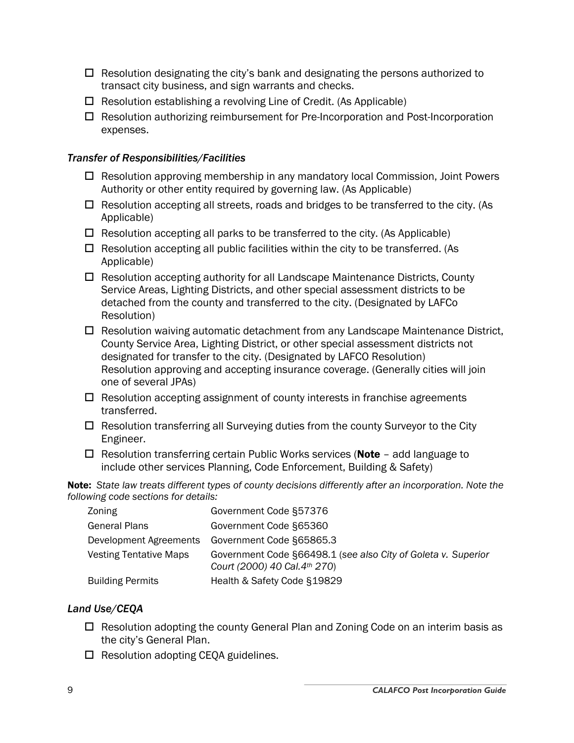- ☐ Resolution designating the city's bank and designating the persons authorized to transact city business, and sign warrants and checks.
- ☐ Resolution establishing a revolving Line of Credit. (As Applicable)
- ☐ Resolution authorizing reimbursement for Pre-Incorporation and Post-Incorporation expenses.

### *Transfer of Responsibilities/Facilities*

- ☐ Resolution approving membership in any mandatory local Commission, Joint Powers Authority or other entity required by governing law. (As Applicable)
- ☐ Resolution accepting all streets, roads and bridges to be transferred to the city. (As Applicable)
- ☐ Resolution accepting all parks to be transferred to the city. (As Applicable)
- ☐ Resolution accepting all public facilities within the city to be transferred. (As Applicable)
- ☐ Resolution accepting authority for all Landscape Maintenance Districts, County Service Areas, Lighting Districts, and other special assessment districts to be detached from the county and transferred to the city. (Designated by LAFCo Resolution)
- ☐ Resolution waiving automatic detachment from any Landscape Maintenance District, County Service Area, Lighting District, or other special assessment districts not designated for transfer to the city. (Designated by LAFCO Resolution)
  Resolution approving and accepting insurance coverage. (Generally cities will join one of several JPAs)
- ☐ Resolution accepting assignment of county interests in franchise agreements transferred.
- ☐ Resolution transferring all Surveying duties from the county Surveyor to the City Engineer.
- ☐ Resolution transferring certain Public Works services (**Note** – add language to include other services Planning, Code Enforcement, Building & Safety)

**Note:** *State law treats different types of county decisions differently after an incorporation. Note the following code sections for details:*

| | |
|---|---|
| Zoning | Government Code §57376 |
| General Plans | Government Code §65360 |
| Development Agreements | Government Code §65865.3 |
| Vesting Tentative Maps | Government Code §66498.1 (*see also City of Goleta v. Superior Court (2000) 40 Cal.4th 270*) |
| Building Permits | Health & Safety Code §19829 |

### *Land Use/CEQA*

- ☐ Resolution adopting the county General Plan and Zoning Code on an interim basis as the city's General Plan.
- ☐ Resolution adopting CEQA guidelines.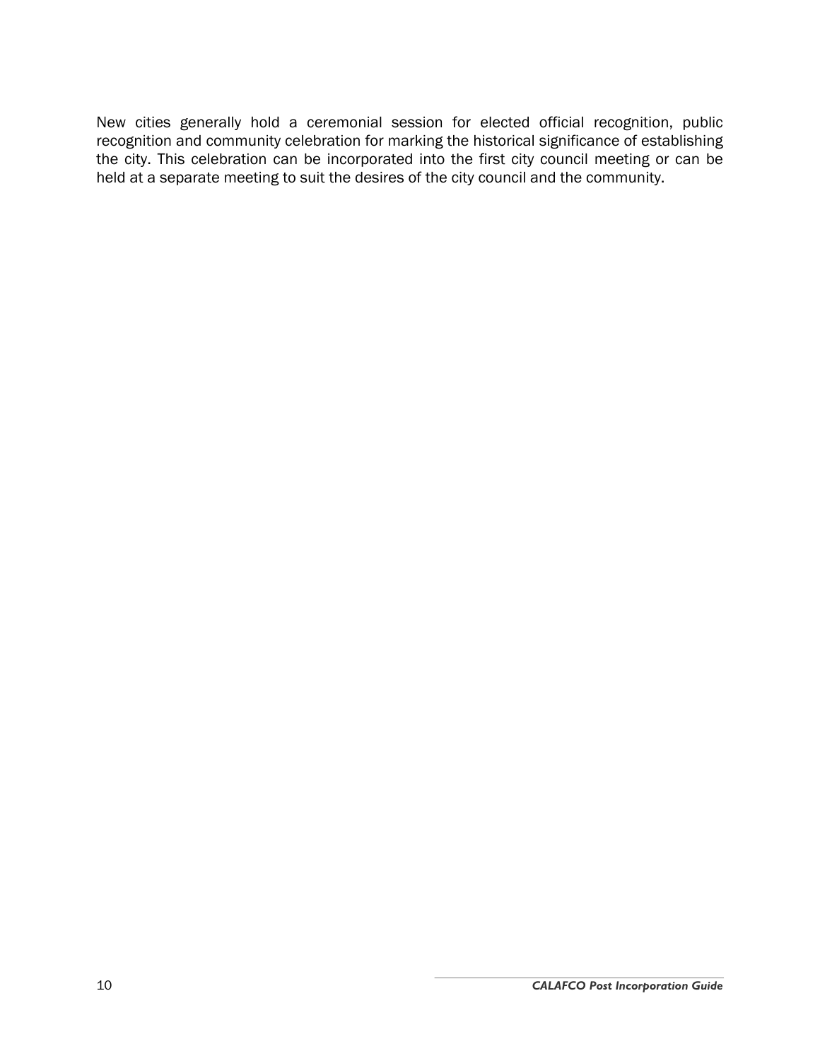New cities generally hold a ceremonial session for elected official recognition, public recognition and community celebration for marking the historical significance of establishing the city. This celebration can be incorporated into the first city council meeting or can be held at a separate meeting to suit the desires of the city council and the community.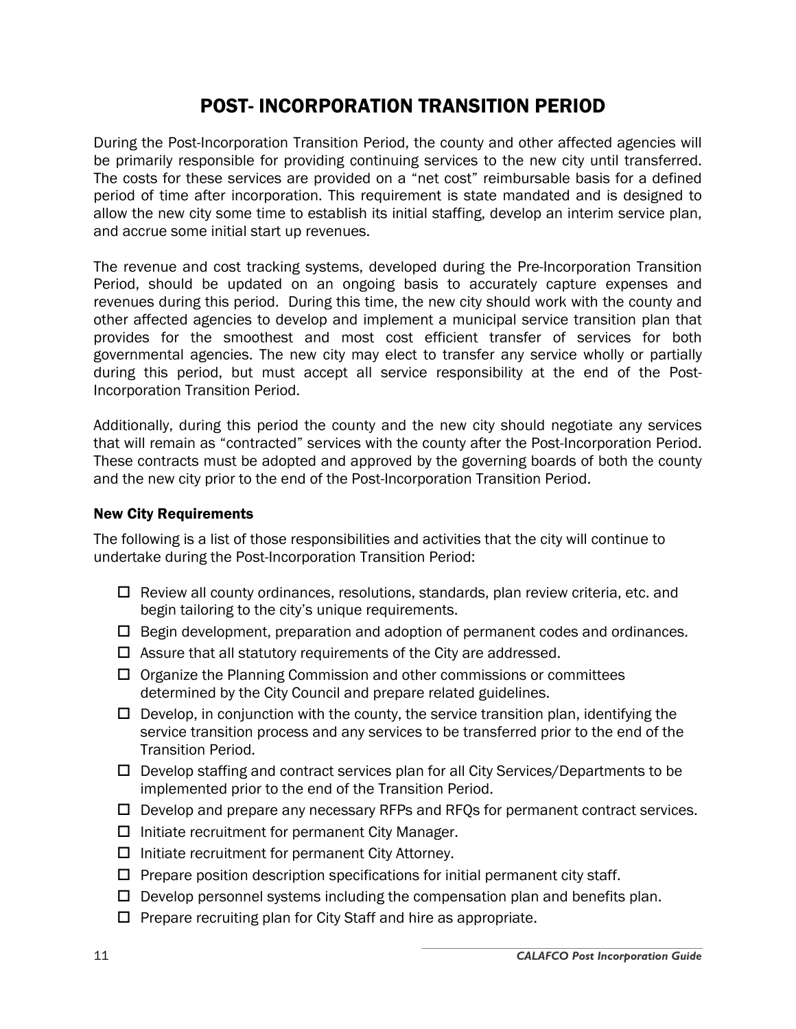# POST- INCORPORATION TRANSITION PERIOD

During the Post-Incorporation Transition Period, the county and other affected agencies will be primarily responsible for providing continuing services to the new city until transferred. The costs for these services are provided on a "net cost" reimbursable basis for a defined period of time after incorporation. This requirement is state mandated and is designed to allow the new city some time to establish its initial staffing, develop an interim service plan, and accrue some initial start up revenues.

The revenue and cost tracking systems, developed during the Pre-Incorporation Transition Period, should be updated on an ongoing basis to accurately capture expenses and revenues during this period. During this time, the new city should work with the county and other affected agencies to develop and implement a municipal service transition plan that provides for the smoothest and most cost efficient transfer of services for both governmental agencies. The new city may elect to transfer any service wholly or partially during this period, but must accept all service responsibility at the end of the Post-Incorporation Transition Period.

Additionally, during this period the county and the new city should negotiate any services that will remain as "contracted" services with the county after the Post-Incorporation Period. These contracts must be adopted and approved by the governing boards of both the county and the new city prior to the end of the Post-Incorporation Transition Period.

### New City Requirements

The following is a list of those responsibilities and activities that the city will continue to undertake during the Post-Incorporation Transition Period:

- ☐ Review all county ordinances, resolutions, standards, plan review criteria, etc. and begin tailoring to the city's unique requirements.
- ☐ Begin development, preparation and adoption of permanent codes and ordinances.
- ☐ Assure that all statutory requirements of the City are addressed.
- ☐ Organize the Planning Commission and other commissions or committees determined by the City Council and prepare related guidelines.
- ☐ Develop, in conjunction with the county, the service transition plan, identifying the service transition process and any services to be transferred prior to the end of the Transition Period.
- ☐ Develop staffing and contract services plan for all City Services/Departments to be implemented prior to the end of the Transition Period.
- ☐ Develop and prepare any necessary RFPs and RFQs for permanent contract services.
- ☐ Initiate recruitment for permanent City Manager.
- ☐ Initiate recruitment for permanent City Attorney.
- ☐ Prepare position description specifications for initial permanent city staff.
- ☐ Develop personnel systems including the compensation plan and benefits plan.
- ☐ Prepare recruiting plan for City Staff and hire as appropriate.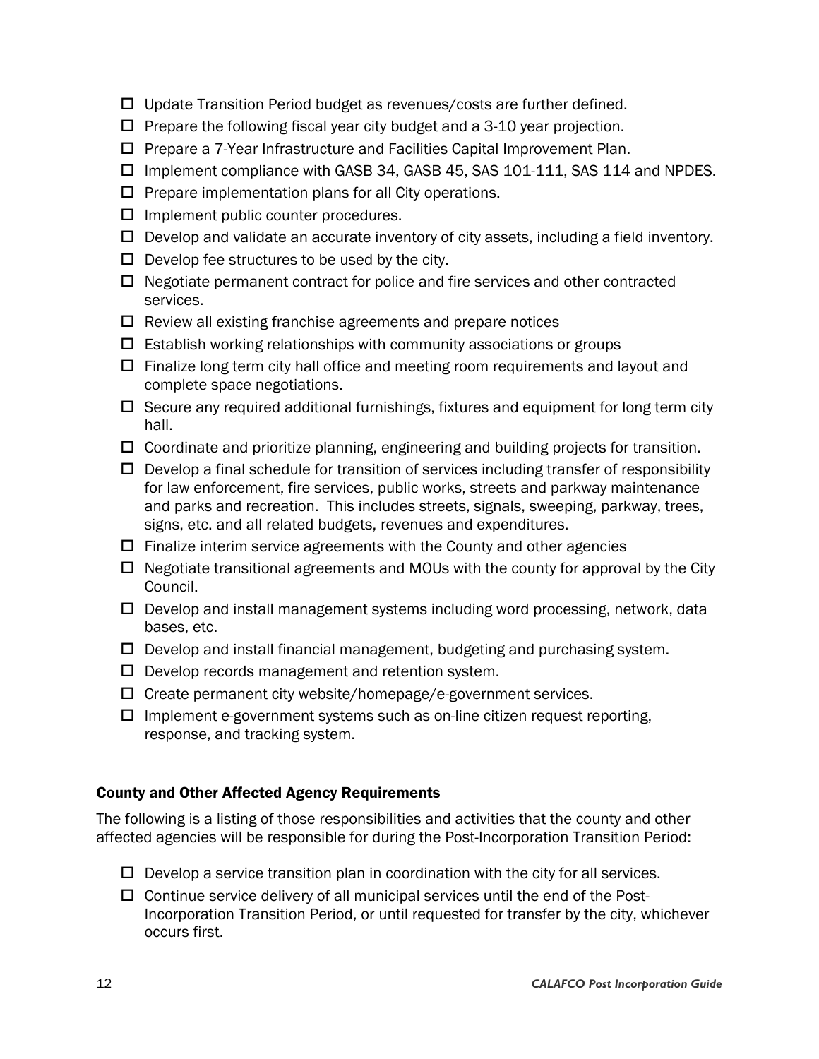- ☐ Update Transition Period budget as revenues/costs are further defined.
- ☐ Prepare the following fiscal year city budget and a 3-10 year projection.
- ☐ Prepare a 7-Year Infrastructure and Facilities Capital Improvement Plan.
- ☐ Implement compliance with GASB 34, GASB 45, SAS 101-111, SAS 114 and NPDES.
- ☐ Prepare implementation plans for all City operations.
- ☐ Implement public counter procedures.
- ☐ Develop and validate an accurate inventory of city assets, including a field inventory.
- ☐ Develop fee structures to be used by the city.
- ☐ Negotiate permanent contract for police and fire services and other contracted services.
- ☐ Review all existing franchise agreements and prepare notices
- ☐ Establish working relationships with community associations or groups
- ☐ Finalize long term city hall office and meeting room requirements and layout and complete space negotiations.
- ☐ Secure any required additional furnishings, fixtures and equipment for long term city hall.
- ☐ Coordinate and prioritize planning, engineering and building projects for transition.
- ☐ Develop a final schedule for transition of services including transfer of responsibility for law enforcement, fire services, public works, streets and parkway maintenance and parks and recreation. This includes streets, signals, sweeping, parkway, trees, signs, etc. and all related budgets, revenues and expenditures.
- ☐ Finalize interim service agreements with the County and other agencies
- ☐ Negotiate transitional agreements and MOUs with the county for approval by the City Council.
- ☐ Develop and install management systems including word processing, network, data bases, etc.
- ☐ Develop and install financial management, budgeting and purchasing system.
- ☐ Develop records management and retention system.
- ☐ Create permanent city website/homepage/e-government services.
- ☐ Implement e-government systems such as on-line citizen request reporting, response, and tracking system.

### County and Other Affected Agency Requirements

The following is a listing of those responsibilities and activities that the county and other affected agencies will be responsible for during the Post-Incorporation Transition Period:

- ☐ Develop a service transition plan in coordination with the city for all services.
- ☐ Continue service delivery of all municipal services until the end of the Post-Incorporation Transition Period, or until requested for transfer by the city, whichever occurs first.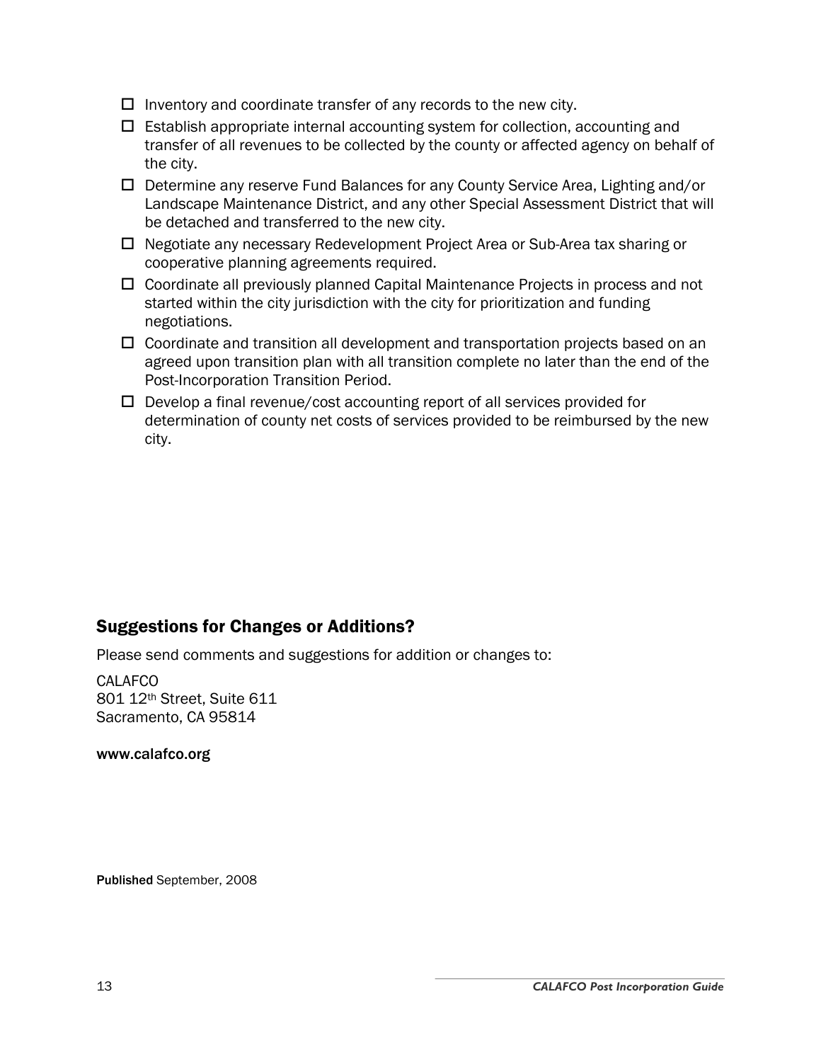- ☐ Inventory and coordinate transfer of any records to the new city.
- ☐ Establish appropriate internal accounting system for collection, accounting and transfer of all revenues to be collected by the county or affected agency on behalf of the city.
- ☐ Determine any reserve Fund Balances for any County Service Area, Lighting and/or Landscape Maintenance District, and any other Special Assessment District that will be detached and transferred to the new city.
- ☐ Negotiate any necessary Redevelopment Project Area or Sub-Area tax sharing or cooperative planning agreements required.
- ☐ Coordinate all previously planned Capital Maintenance Projects in process and not started within the city jurisdiction with the city for prioritization and funding negotiations.
- ☐ Coordinate and transition all development and transportation projects based on an agreed upon transition plan with all transition complete no later than the end of the Post-Incorporation Transition Period.
- ☐ Develop a final revenue/cost accounting report of all services provided for determination of county net costs of services provided to be reimbursed by the new city.

## Suggestions for Changes or Additions?

Please send comments and suggestions for addition or changes to:

CALAFCO
801 12th Street, Suite 611
Sacramento, CA 95814

**www.calafco.org**

**Published** September, 2008